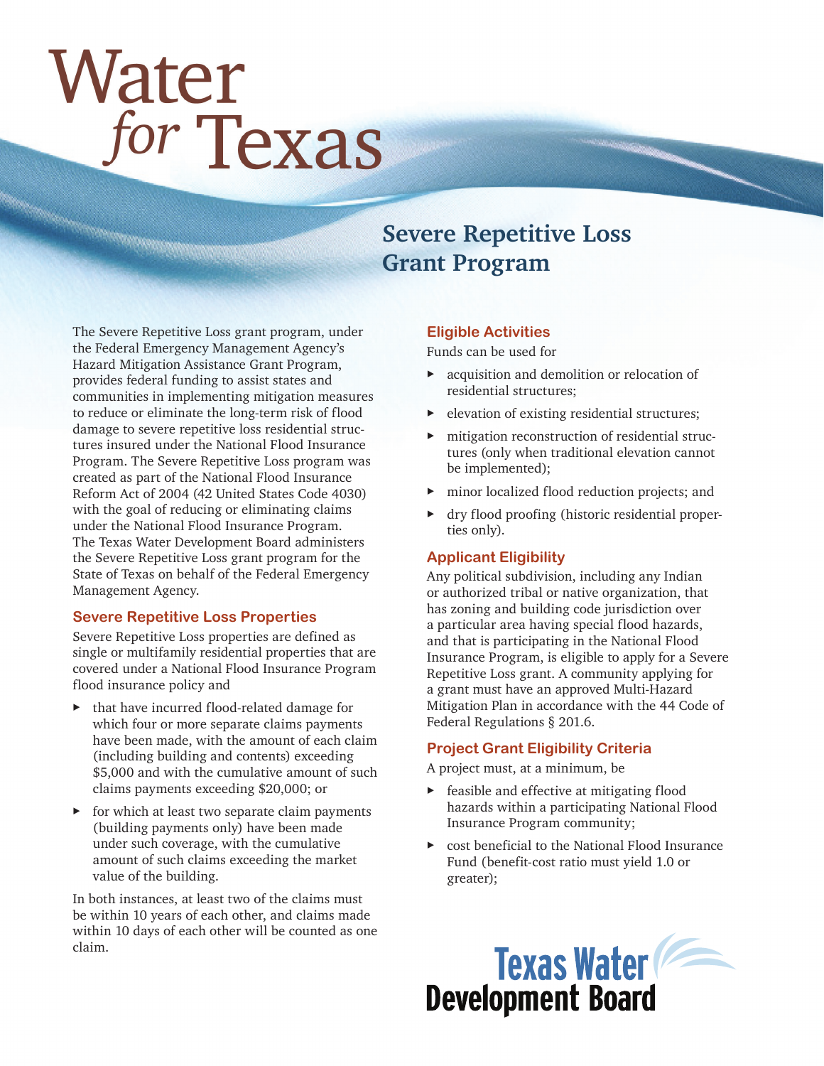# Water *for* Texas

## Severe Repetitive Loss Grant Program

The Severe Repetitive Loss grant program, under the Federal Emergency Management Agency's Hazard Mitigation Assistance Grant Program, provides federal funding to assist states and communities in implementing mitigation measures to reduce or eliminate the long-term risk of flood damage to severe repetitive loss residential structures insured under the National Flood Insurance Program. The Severe Repetitive Loss program was created as part of the National Flood Insurance Reform Act of 2004 (42 United States Code 4030) with the goal of reducing or eliminating claims under the National Flood Insurance Program. The Texas Water Development Board administers the Severe Repetitive Loss grant program for the State of Texas on behalf of the Federal Emergency Management Agency.

### Severe Repetitive Loss Properties

Severe Repetitive Loss properties are defined as single or multifamily residential properties that are covered under a National Flood Insurance Program flood insurance policy and

- that have incurred flood-related damage for which four or more separate claims payments have been made, with the amount of each claim (including building and contents) exceeding $5,000 and with the cumulative amount of such claims payments exceeding $20,000; or
- for which at least two separate claim payments (building payments only) have been made under such coverage, with the cumulative amount of such claims exceeding the market value of the building.

In both instances, at least two of the claims must be within 10 years of each other, and claims made within 10 days of each other will be counted as one claim.

### Eligible Activities

Funds can be used for

- acquisition and demolition or relocation of residential structures;
- elevation of existing residential structures;
- mitigation reconstruction of residential structures (only when traditional elevation cannot be implemented);
- minor localized flood reduction projects; and
- dry flood proofing (historic residential properties only).

### Applicant Eligibility

Any political subdivision, including any Indian or authorized tribal or native organization, that has zoning and building code jurisdiction over a particular area having special flood hazards, and that is participating in the National Flood Insurance Program, is eligible to apply for a Severe Repetitive Loss grant. A community applying for a grant must have an approved Multi-Hazard Mitigation Plan in accordance with the 44 Code of Federal Regulations § 201.6.

### Project Grant Eligibility Criteria

A project must, at a minimum, be

- feasible and effective at mitigating flood hazards within a participating National Flood Insurance Program community;
- cost beneficial to the National Flood Insurance Fund (benefit-cost ratio must yield 1.0 or greater);

Texas Water Development Board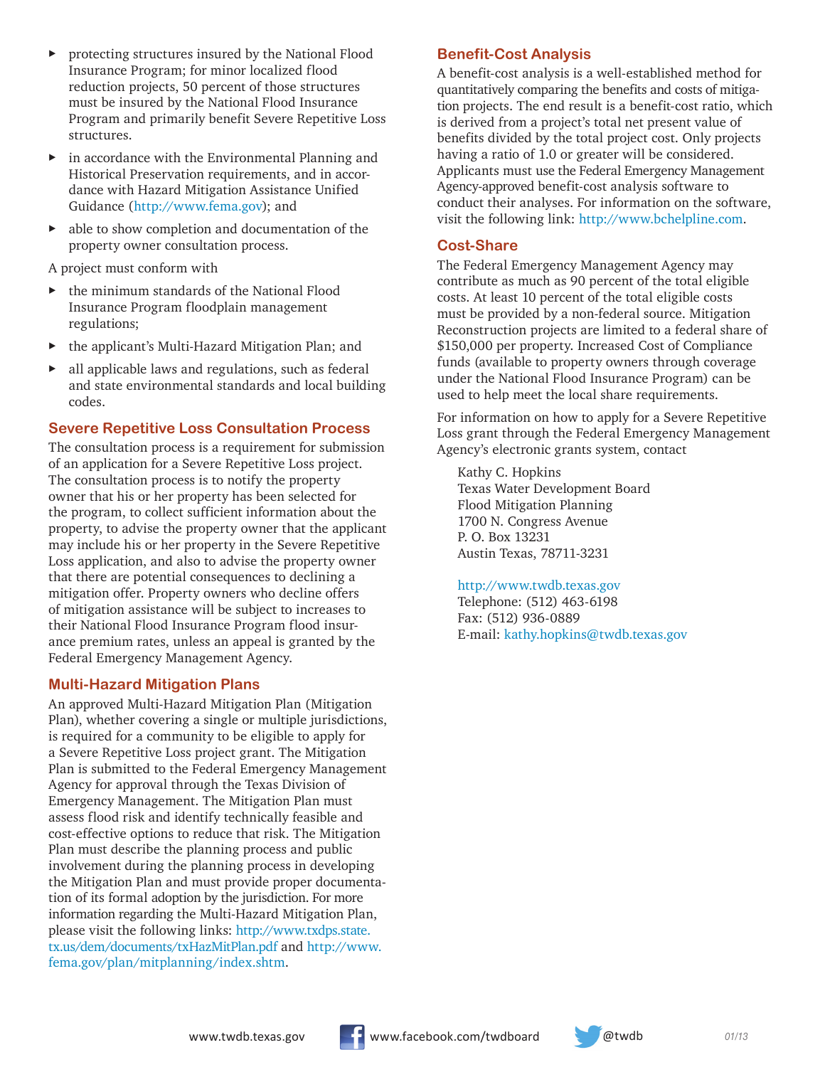- protecting structures insured by the National Flood Insurance Program; for minor localized flood reduction projects, 50 percent of those structures must be insured by the National Flood Insurance Program and primarily benefit Severe Repetitive Loss structures.
- in accordance with the Environmental Planning and Historical Preservation requirements, and in accordance with Hazard Mitigation Assistance Unified Guidance (http://www.fema.gov); and
- able to show completion and documentation of the property owner consultation process.

A project must conform with

- the minimum standards of the National Flood Insurance Program floodplain management regulations;
- the applicant's Multi-Hazard Mitigation Plan; and
- all applicable laws and regulations, such as federal and state environmental standards and local building codes.

## Severe Repetitive Loss Consultation Process

The consultation process is a requirement for submission of an application for a Severe Repetitive Loss project. The consultation process is to notify the property owner that his or her property has been selected for the program, to collect sufficient information about the property, to advise the property owner that the applicant may include his or her property in the Severe Repetitive Loss application, and also to advise the property owner that there are potential consequences to declining a mitigation offer. Property owners who decline offers of mitigation assistance will be subject to increases to their National Flood Insurance Program flood insurance premium rates, unless an appeal is granted by the Federal Emergency Management Agency.

## Multi-Hazard Mitigation Plans

An approved Multi-Hazard Mitigation Plan (Mitigation Plan), whether covering a single or multiple jurisdictions, is required for a community to be eligible to apply for a Severe Repetitive Loss project grant. The Mitigation Plan is submitted to the Federal Emergency Management Agency for approval through the Texas Division of Emergency Management. The Mitigation Plan must assess flood risk and identify technically feasible and cost-effective options to reduce that risk. The Mitigation Plan must describe the planning process and public involvement during the planning process in developing the Mitigation Plan and must provide proper documentation of its formal adoption by the jurisdiction. For more information regarding the Multi-Hazard Mitigation Plan, please visit the following links: http://www.txdps.state.tx.us/dem/documents/txHazMitPlan.pdf and http://www.fema.gov/plan/mitplanning/index.shtm.

## Benefit-Cost Analysis

A benefit-cost analysis is a well-established method for quantitatively comparing the benefits and costs of mitigation projects. The end result is a benefit-cost ratio, which is derived from a project's total net present value of benefits divided by the total project cost. Only projects having a ratio of 1.0 or greater will be considered. Applicants must use the Federal Emergency Management Agency-approved benefit-cost analysis software to conduct their analyses. For information on the software, visit the following link: http://www.bchelpline.com.

## Cost-Share

The Federal Emergency Management Agency may contribute as much as 90 percent of the total eligible costs. At least 10 percent of the total eligible costs must be provided by a non-federal source. Mitigation Reconstruction projects are limited to a federal share of $150,000 per property. Increased Cost of Compliance funds (available to property owners through coverage under the National Flood Insurance Program) can be used to help meet the local share requirements.

For information on how to apply for a Severe Repetitive Loss grant through the Federal Emergency Management Agency's electronic grants system, contact

Kathy C. Hopkins
Texas Water Development Board
Flood Mitigation Planning
1700 N. Congress Avenue
P. O. Box 13231
Austin Texas, 78711-3231

http://www.twdb.texas.gov
Telephone: (512) 463-6198
Fax: (512) 936-0889
E-mail: kathy.hopkins@twdb.texas.gov

www.twdb.texas.gov www.facebook.com/twdboard @twdb 01/13